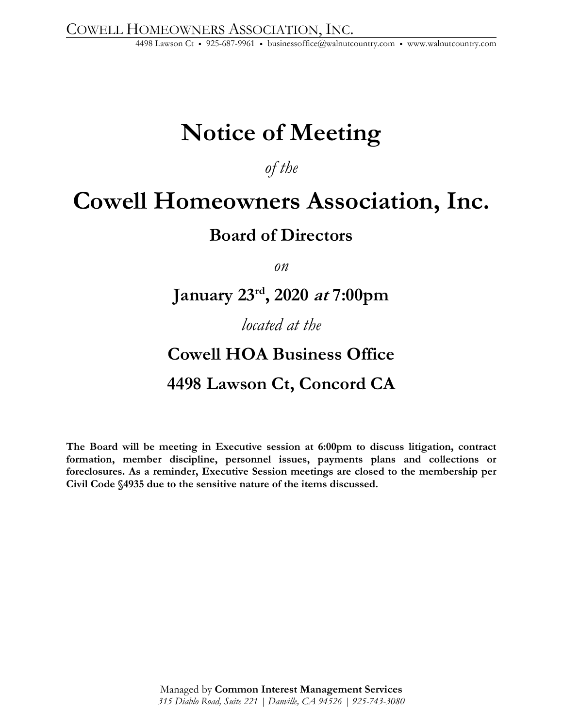# Notice of Meeting

*of the*

# Cowell Homeowners Association, Inc.

## Board of Directors

*on*

## January 23rd, 2020 *at* 7:00pm

*located at the*

## Cowell HOA Business Office

## 4498 Lawson Ct, Concord CA

**The Board will be meeting in Executive session at 6:00pm to discuss litigation, contract formation, member discipline, personnel issues, payments plans and collections or foreclosures. As a reminder, Executive Session meetings are closed to the membership per Civil Code §4935 due to the sensitive nature of the items discussed.**

Managed by **Common Interest Management Services**
*315 Diablo Road, Suite 221 | Danville, CA 94526 | 925-743-3080*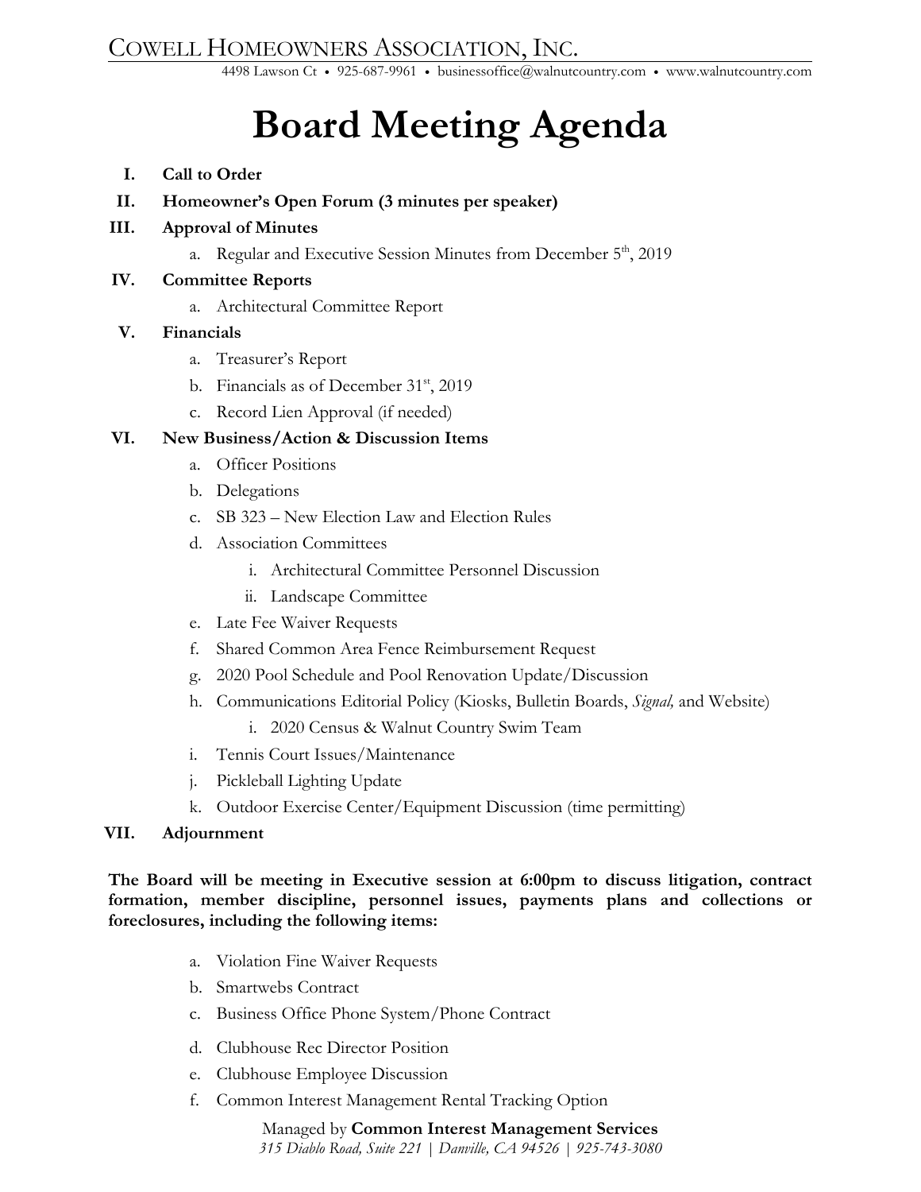# Cowell Homeowners Association, Inc.

4498 Lawson Ct • 925-687-9961 • businessoffice@walnutcountry.com • www.walnutcountry.com

# Board Meeting Agenda

I. **Call to Order**

II. **Homeowner's Open Forum (3 minutes per speaker)**

III. **Approval of Minutes**
   a. Regular and Executive Session Minutes from December 5th, 2019

IV. **Committee Reports**
   a. Architectural Committee Report

V. **Financials**
   a. Treasurer's Report
   b. Financials as of December 31st, 2019
   c. Record Lien Approval (if needed)

VI. **New Business/Action & Discussion Items**
   a. Officer Positions
   b. Delegations
   c. SB 323 – New Election Law and Election Rules
   d. Association Committees
      i. Architectural Committee Personnel Discussion
      ii. Landscape Committee
   e. Late Fee Waiver Requests
   f. Shared Common Area Fence Reimbursement Request
   g. 2020 Pool Schedule and Pool Renovation Update/Discussion
   h. Communications Editorial Policy (Kiosks, Bulletin Boards, *Signal,* and Website)
      i. 2020 Census & Walnut Country Swim Team
   i. Tennis Court Issues/Maintenance
   j. Pickleball Lighting Update
   k. Outdoor Exercise Center/Equipment Discussion (time permitting)

VII. **Adjournment**

**The Board will be meeting in Executive session at 6:00pm to discuss litigation, contract formation, member discipline, personnel issues, payments plans and collections or foreclosures, including the following items:**

a. Violation Fine Waiver Requests
b. Smartwebs Contract
c. Business Office Phone System/Phone Contract
d. Clubhouse Rec Director Position
e. Clubhouse Employee Discussion
f. Common Interest Management Rental Tracking Option

Managed by **Common Interest Management Services**
*315 Diablo Road, Suite 221 | Danville, CA 94526 | 925-743-3080*